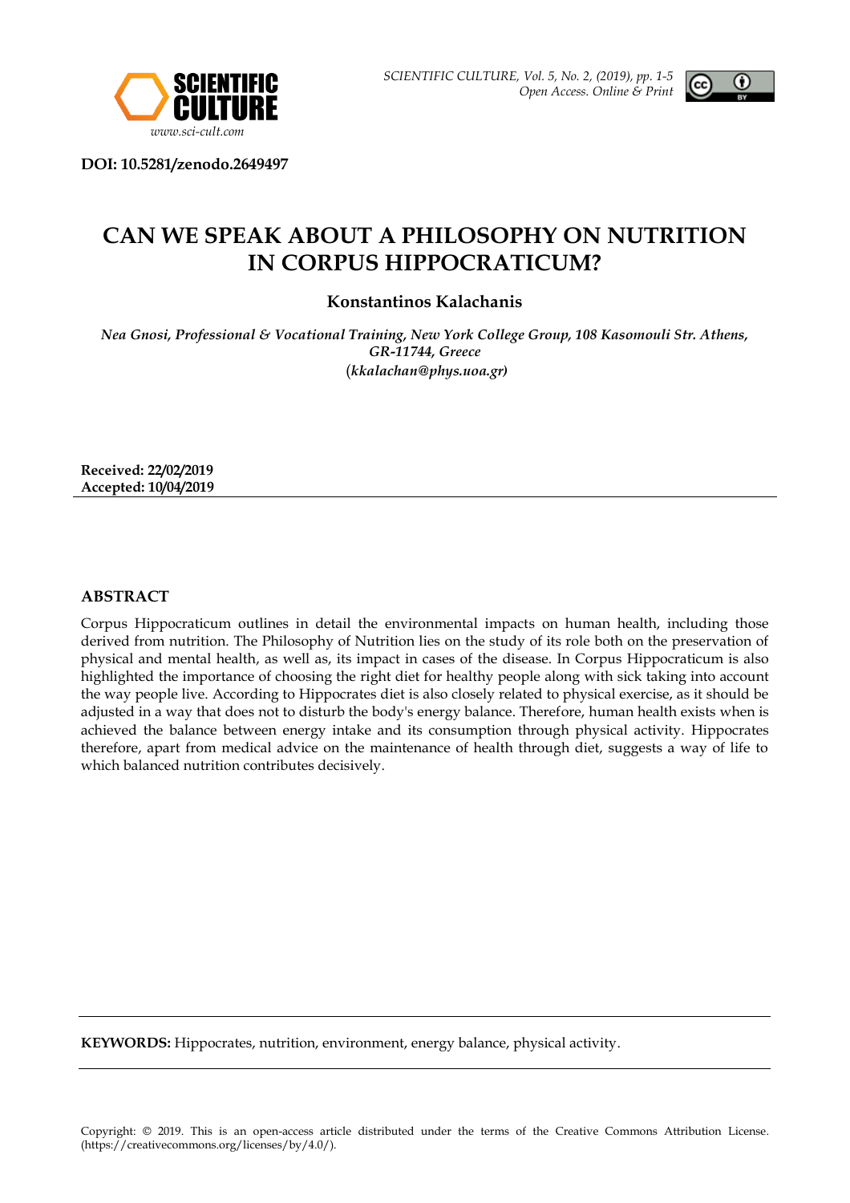DOI: 10.5281/zenodo.2649497

# CAN WE SPEAK ABOUT A PHILOSOPHY ON NUTRITION IN CORPUS HIPPOCRATICUM?

**Konstantinos Kalachanis**

*Nea Gnosi, Professional & Vocational Training, New York College Group, 108 Kasomouli Str. Athens, GR-11744, Greece*
(*kkalachan@phys.uoa.gr*)

**Received: 22/02/2019**
**Accepted: 10/04/2019**

## ABSTRACT

Corpus Hippocraticum outlines in detail the environmental impacts on human health, including those derived from nutrition. The Philosophy of Nutrition lies on the study of its role both on the preservation of physical and mental health, as well as, its impact in cases of the disease. In Corpus Hippocraticum is also highlighted the importance of choosing the right diet for healthy people along with sick taking into account the way people live. According to Hippocrates diet is also closely related to physical exercise, as it should be adjusted in a way that does not to disturb the body's energy balance. Therefore, human health exists when is achieved the balance between energy intake and its consumption through physical activity. Hippocrates therefore, apart from medical advice on the maintenance of health through diet, suggests a way of life to which balanced nutrition contributes decisively.

**KEYWORDS:** Hippocrates, nutrition, environment, energy balance, physical activity.

Copyright: © 2019. This is an open-access article distributed under the terms of the Creative Commons Attribution License. (https://creativecommons.org/licenses/by/4.0/).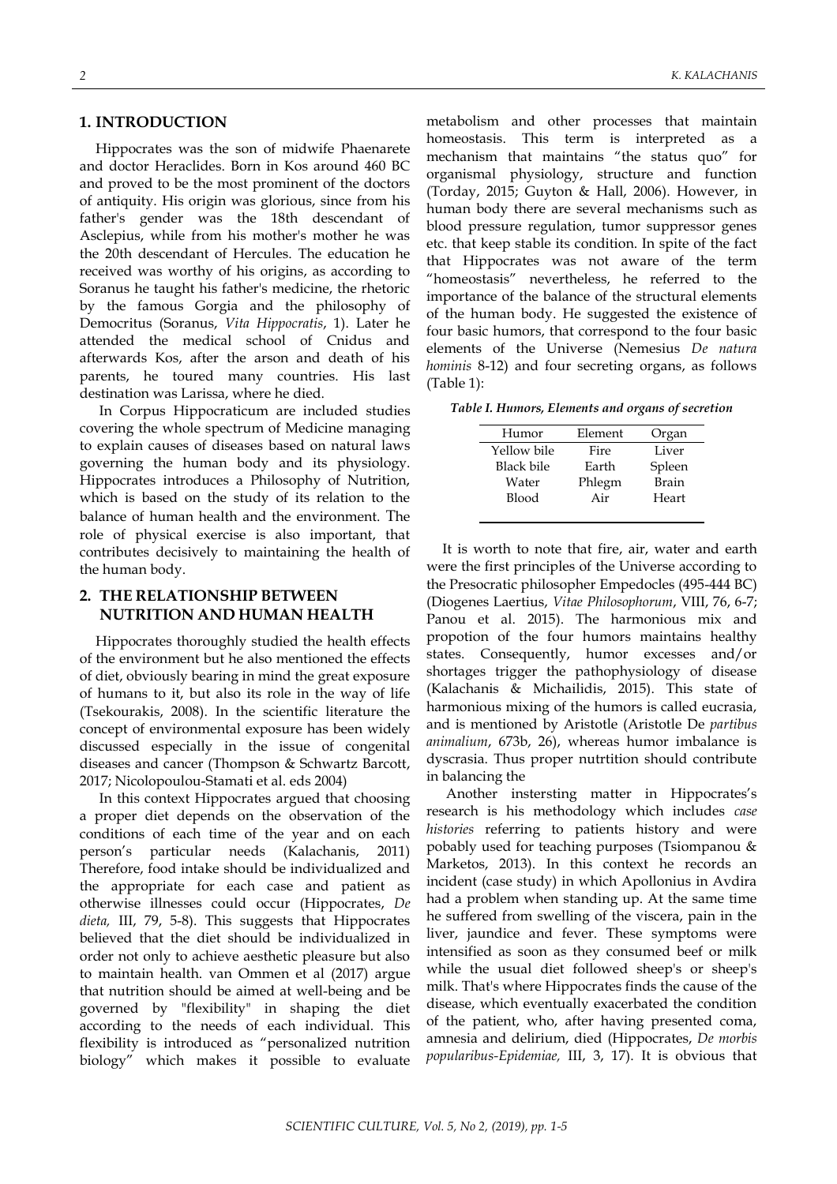## 1. INTRODUCTION

Hippocrates was the son of midwife Phaenarete and doctor Heraclides. Born in Kos around 460 BC and proved to be the most prominent of the doctors of antiquity. His origin was glorious, since from his father's gender was the 18th descendant of Asclepius, while from his mother's mother he was the 20th descendant of Hercules. The education he received was worthy of his origins, as according to Soranus he taught his father's medicine, the rhetoric by the famous Gorgia and the philosophy of Democritus (Soranus, *Vita Hippocratis*, 1). Later he attended the medical school of Cnidus and afterwards Kos, after the arson and death of his parents, he toured many countries. His last destination was Larissa, where he died.

In Corpus Hippocraticum are included studies covering the whole spectrum of Medicine managing to explain causes of diseases based on natural laws governing the human body and its physiology. Hippocrates introduces a Philosophy of Nutrition, which is based on the study of its relation to the balance of human health and the environment. The role of physical exercise is also important, that contributes decisively to maintaining the health of the human body.

## 2. THE RELATIONSHIP BETWEEN NUTRITION AND HUMAN HEALTH

Hippocrates thoroughly studied the health effects of the environment but he also mentioned the effects of diet, obviously bearing in mind the great exposure of humans to it, but also its role in the way of life (Tsekourakis, 2008). In the scientific literature the concept of environmental exposure has been widely discussed especially in the issue of congenital diseases and cancer (Thompson & Schwartz Barcott, 2017; Nicolopoulou-Stamati et al. eds 2004)

In this context Hippocrates argued that choosing a proper diet depends on the observation of the conditions of each time of the year and on each person's particular needs (Kalachanis, 2011) Therefore, food intake should be individualized and the appropriate for each case and patient as otherwise illnesses could occur (Hippocrates, *De dieta,* III, 79, 5-8). This suggests that Hippocrates believed that the diet should be individualized in order not only to achieve aesthetic pleasure but also to maintain health. van Ommen et al (2017) argue that nutrition should be aimed at well-being and be governed by "flexibility" in shaping the diet according to the needs of each individual. This flexibility is introduced as "personalized nutrition biology" which makes it possible to evaluate metabolism and other processes that maintain homeostasis. This term is interpreted as a mechanism that maintains "the status quo" for organismal physiology, structure and function (Torday, 2015; Guyton & Hall, 2006). However, in human body there are several mechanisms such as blood pressure regulation, tumor suppressor genes etc. that keep stable its condition. In spite of the fact that Hippocrates was not aware of the term "homeostasis" nevertheless, he referred to the importance of the balance of the structural elements of the human body. He suggested the existence of four basic humors, that correspond to the four basic elements of the Universe (Nemesius *De natura hominis* 8-12) and four secreting organs, as follows (Table 1):

***Table I. Humors, Elements and organs of secretion***

| Humor | Element | Organ |
|---|---|---|
| Yellow bile | Fire | Liver |
| Black bile | Earth | Spleen |
| Water | Phlegm | Brain |
| Blood | Air | Heart |

It is worth to note that fire, air, water and earth were the first principles of the Universe according to the Presocratic philosopher Empedocles (495-444 BC) (Diogenes Laertius, *Vitae Philosophorum*, VIII, 76, 6-7; Panou et al. 2015). The harmonious mix and propotion of the four humors maintains healthy states. Consequently, humor excesses and/or shortages trigger the pathophysiology of disease (Kalachanis & Michailidis, 2015). This state of harmonious mixing of the humors is called eucrasia, and is mentioned by Aristotle (Aristotle De *partibus animalium*, 673b, 26), whereas humor imbalance is dyscrasia. Thus proper nutrtition should contribute in balancing the

Another instersting matter in Hippocrates's research is his methodology which includes *case histories* referring to patients history and were pobably used for teaching purposes (Tsiompanou & Marketos, 2013). In this context he records an incident (case study) in which Apollonius in Avdira had a problem when standing up. At the same time he suffered from swelling of the viscera, pain in the liver, jaundice and fever. These symptoms were intensified as soon as they consumed beef or milk while the usual diet followed sheep's or sheep's milk. That's where Hippocrates finds the cause of the disease, which eventually exacerbated the condition of the patient, who, after having presented coma, amnesia and delirium, died (Hippocrates, *De morbis popularibus-Epidemiae,* III, 3, 17). It is obvious that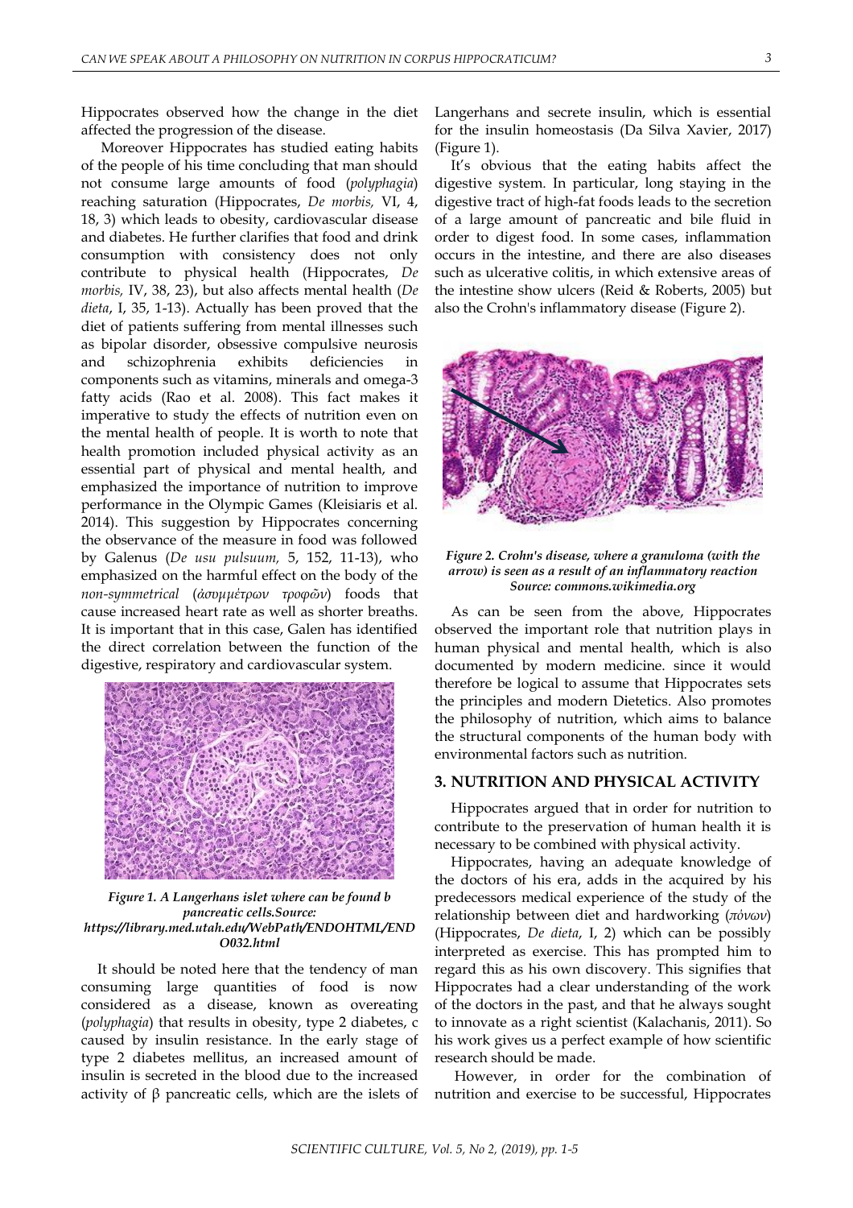Hippocrates observed how the change in the diet affected the progression of the disease.

Moreover Hippocrates has studied eating habits of the people of his time concluding that man should not consume large amounts of food (*polyphagia*) reaching saturation (Hippocrates, *De morbis,* VI, 4, 18, 3) which leads to obesity, cardiovascular disease and diabetes. He further clarifies that food and drink consumption with consistency does not only contribute to physical health (Hippocrates, *De morbis,* IV, 38, 23), but also affects mental health (*De dieta*, I, 35, 1-13). Actually has been proved that the diet of patients suffering from mental illnesses such as bipolar disorder, obsessive compulsive neurosis and schizophrenia exhibits deficiencies in components such as vitamins, minerals and omega-3 fatty acids (Rao et al. 2008). This fact makes it imperative to study the effects of nutrition even on the mental health of people. It is worth to note that health promotion included physical activity as an essential part of physical and mental health, and emphasized the importance of nutrition to improve performance in the Olympic Games (Kleisiaris et al. 2014). This suggestion by Hippocrates concerning the observance of the measure in food was followed by Galenus (*De usu pulsuum,* 5, 152, 11-13), who emphasized on the harmful effect on the body of the *non-symmetrical* (*ἀσυμμέτρων τροφῶν*) foods that cause increased heart rate as well as shorter breaths. It is important that in this case, Galen has identified the direct correlation between the function of the digestive, respiratory and cardiovascular system.

***Figure 1. A Langerhans islet where can be found b pancreatic cells.Source: https://library.med.utah.edu/WebPath/ENDOHTML/ENDO032.html***

It should be noted here that the tendency of man consuming large quantities of food is now considered as a disease, known as overeating (*polyphagia*) that results in obesity, type 2 diabetes, c caused by insulin resistance. In the early stage of type 2 diabetes mellitus, an increased amount of insulin is secreted in the blood due to the increased activity of β pancreatic cells, which are the islets of Langerhans and secrete insulin, which is essential for the insulin homeostasis (Da Silva Xavier, 2017) (Figure 1).

It's obvious that the eating habits affect the digestive system. In particular, long staying in the digestive tract of high-fat foods leads to the secretion of a large amount of pancreatic and bile fluid in order to digest food. In some cases, inflammation occurs in the intestine, and there are also diseases such as ulcerative colitis, in which extensive areas of the intestine show ulcers (Reid & Roberts, 2005) but also the Crohn's inflammatory disease (Figure 2).

***Figure 2. Crohn's disease, where a granuloma (with the arrow) is seen as a result of an inflammatory reaction Source: commons.wikimedia.org***

As can be seen from the above, Hippocrates observed the important role that nutrition plays in human physical and mental health, which is also documented by modern medicine. since it would therefore be logical to assume that Hippocrates sets the principles and modern Dietetics. Also promotes the philosophy of nutrition, which aims to balance the structural components of the human body with environmental factors such as nutrition.

## 3. NUTRITION AND PHYSICAL ACTIVITY

Hippocrates argued that in order for nutrition to contribute to the preservation of human health it is necessary to be combined with physical activity.

Hippocrates, having an adequate knowledge of the doctors of his era, adds in the acquired by his predecessors medical experience of the study of the relationship between diet and hardworking (*πόνων*) (Hippocrates, *De dieta*, I, 2) which can be possibly interpreted as exercise. This has prompted him to regard this as his own discovery. This signifies that Hippocrates had a clear understanding of the work of the doctors in the past, and that he always sought to innovate as a right scientist (Kalachanis, 2011). So his work gives us a perfect example of how scientific research should be made.

However, in order for the combination of nutrition and exercise to be successful, Hippocrates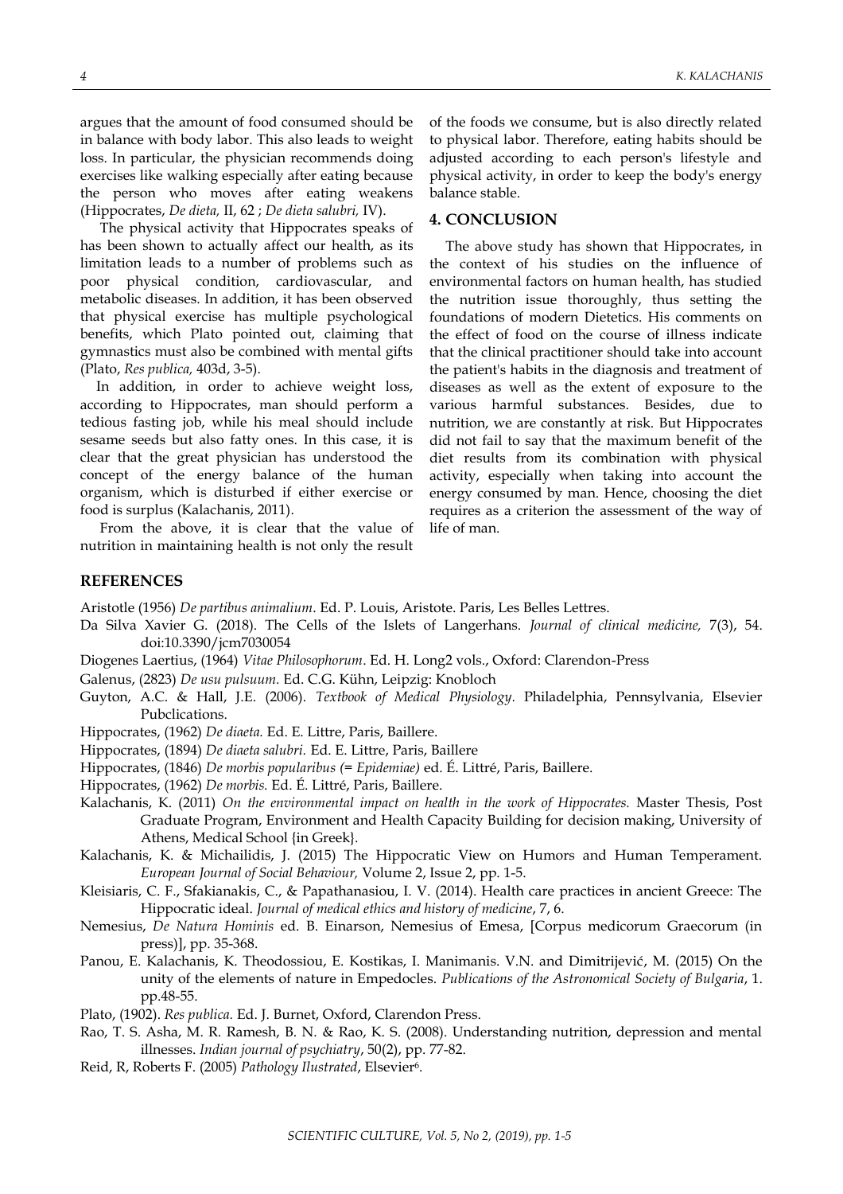argues that the amount of food consumed should be in balance with body labor. This also leads to weight loss. In particular, the physician recommends doing exercises like walking especially after eating because the person who moves after eating weakens (Hippocrates, *De dieta,* II, 62 ; *De dieta salubri,* IV).

The physical activity that Hippocrates speaks of has been shown to actually affect our health, as its limitation leads to a number of problems such as poor physical condition, cardiovascular, and metabolic diseases. In addition, it has been observed that physical exercise has multiple psychological benefits, which Plato pointed out, claiming that gymnastics must also be combined with mental gifts (Plato, *Res publica,* 403d, 3-5).

In addition, in order to achieve weight loss, according to Hippocrates, man should perform a tedious fasting job, while his meal should include sesame seeds but also fatty ones. In this case, it is clear that the great physician has understood the concept of the energy balance of the human organism, which is disturbed if either exercise or food is surplus (Kalachanis, 2011).

From the above, it is clear that the value of nutrition in maintaining health is not only the result of the foods we consume, but is also directly related to physical labor. Therefore, eating habits should be adjusted according to each person's lifestyle and physical activity, in order to keep the body's energy balance stable.

## 4. CONCLUSION

The above study has shown that Hippocrates, in the context of his studies on the influence of environmental factors on human health, has studied the nutrition issue thoroughly, thus setting the foundations of modern Dietetics. His comments on the effect of food on the course of illness indicate that the clinical practitioner should take into account the patient's habits in the diagnosis and treatment of diseases as well as the extent of exposure to the various harmful substances. Besides, due to nutrition, we are constantly at risk. But Hippocrates did not fail to say that the maximum benefit of the diet results from its combination with physical activity, especially when taking into account the energy consumed by man. Hence, choosing the diet requires as a criterion the assessment of the way of life of man.

## REFERENCES

Aristotle (1956) *De partibus animalium*. Ed. P. Louis, Aristote. Paris, Les Belles Lettres.

Da Silva Xavier G. (2018). The Cells of the Islets of Langerhans. *Journal of clinical medicine,* 7(3), 54. doi:10.3390/jcm7030054

Diogenes Laertius, (1964) *Vitae Philosophorum*. Ed. H. Long2 vols., Oxford: Clarendon-Press

Galenus, (2823) *De usu pulsuum.* Ed. C.G. Kühn, Leipzig: Knobloch

Guyton, A.C. & Hall, J.E. (2006). *Textbook of Medical Physiology.* Philadelphia, Pennsylvania, Elsevier Pubclications.

Hippocrates, (1962) *De diaeta.* Ed. E. Littre, Paris, Baillere.

Hippocrates, (1894) *De diaeta salubri.* Ed. E. Littre, Paris, Baillere

Hippocrates, (1846) *De morbis popularibus (= Epidemiae)* ed. É. Littré, Paris, Baillere.

Hippocrates, (1962) *De morbis.* Ed. É. Littré, Paris, Baillere.

Kalachanis, K. (2011) *On the environmental impact on health in the work of Hippocrates.* Master Thesis, Post Graduate Program, Environment and Health Capacity Building for decision making, University of Athens, Medical School {in Greek}.

Kalachanis, K. & Michailidis, J. (2015) The Hippocratic View on Humors and Human Temperament. *European Journal of Social Behaviour,* Volume 2, Issue 2, pp. 1-5.

Kleisiaris, C. F., Sfakianakis, C., & Papathanasiou, I. V. (2014). Health care practices in ancient Greece: The Hippocratic ideal. *Journal of medical ethics and history of medicine*, 7, 6.

Nemesius, *De Natura Hominis* ed. B. Einarson, Nemesius of Emesa, [Corpus medicorum Graecorum (in press)], pp. 35-368.

Panou, E. Kalachanis, K. Theodossiou, E. Kostikas, I. Manimanis. V.N. and Dimitrijević, M. (2015) On the unity of the elements of nature in Empedocles. *Publications of the Astronomical Society of Bulgaria*, 1. pp.48-55.

Plato, (1902). *Res publica.* Ed. J. Burnet, Oxford, Clarendon Press.

Rao, T. S. Asha, M. R. Ramesh, B. N. & Rao, K. S. (2008). Understanding nutrition, depression and mental illnesses. *Indian journal of psychiatry*, 50(2), pp. 77-82.

Reid, R, Roberts F. (2005) *Pathology Ilustrated*, Elsevier[6].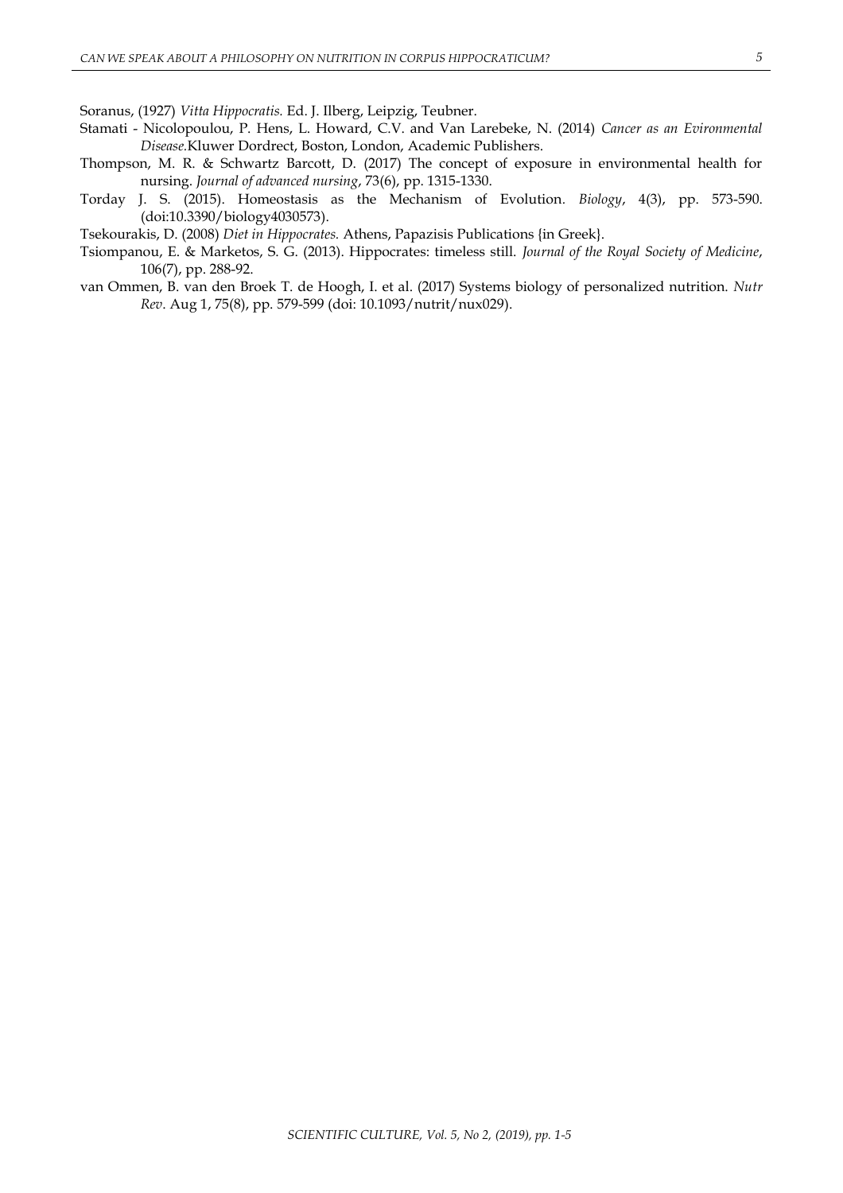Soranus, (1927) *Vitta Hippocratis.* Ed. J. Ilberg, Leipzig, Teubner.

Stamati - Nicolopoulou, P. Hens, L. Howard, C.V. and Van Larebeke, N. (2014) *Cancer as an Evironmental Disease.*Kluwer Dordrect, Boston, London, Academic Publishers.

Thompson, M. R. & Schwartz Barcott, D. (2017) The concept of exposure in environmental health for nursing. *Journal of advanced nursing*, 73(6), pp. 1315-1330.

Torday J. S. (2015). Homeostasis as the Mechanism of Evolution. *Biology*, 4(3), pp. 573-590. (doi:10.3390/biology4030573).

Tsekourakis, D. (2008) *Diet in Hippocrates.* Athens, Papazisis Publications {in Greek}.

Tsiompanou, E. & Marketos, S. G. (2013). Hippocrates: timeless still. *Journal of the Royal Society of Medicine*, 106(7), pp. 288-92.

van Ommen, B. van den Broek T. de Hoogh, I. et al. (2017) Systems biology of personalized nutrition. *Nutr Rev*. Aug 1, 75(8), pp. 579-599 (doi: 10.1093/nutrit/nux029).